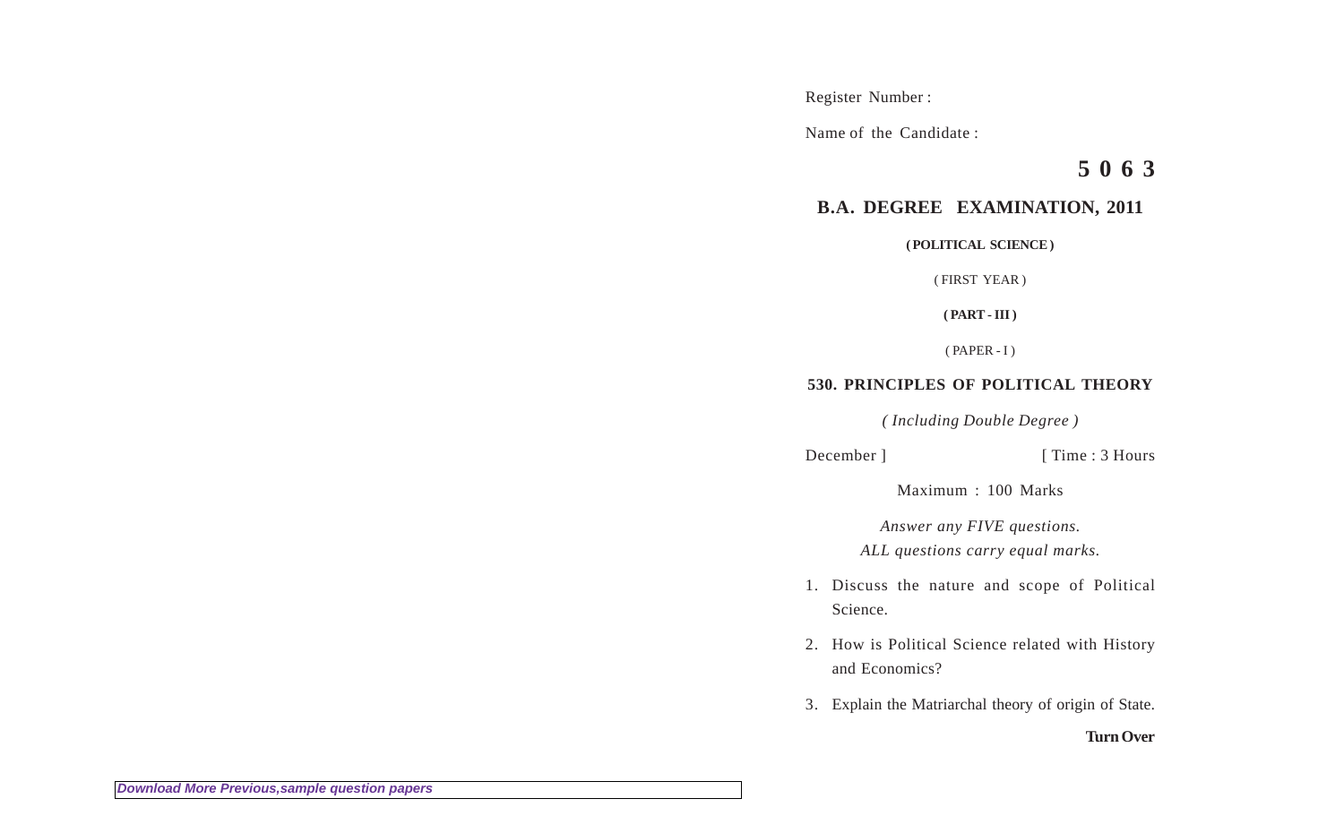Register Number :

Name of the Candidate :

**5 0 6 3**

## B.A. DEGREE EXAMINATION, 2011

**( POLITICAL SCIENCE )**

( FIRST YEAR )

**( PART - III )**

( PAPER - I )

### 530. PRINCIPLES OF POLITICAL THEORY

*( Including Double Degree )*

December ] [ Time : 3 Hours

Maximum : 100 Marks

*Answer any FIVE questions.*
*ALL questions carry equal marks.*

1. Discuss the nature and scope of Political Science.

2. How is Political Science related with History and Economics?

3. Explain the Matriarchal theory of origin of State.

**Turn Over**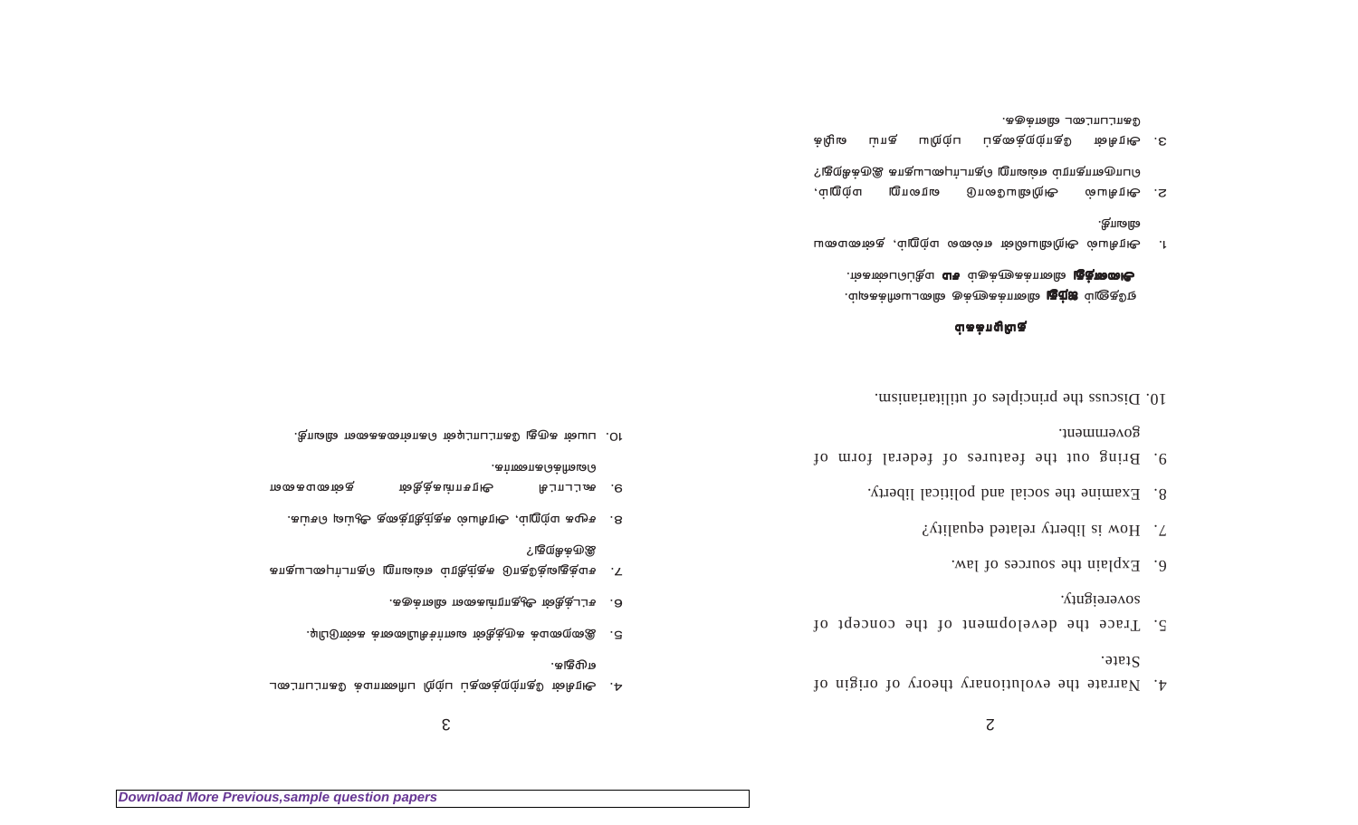4. Narrate the evolutionary theory of origin of State.

5. Trace the development of the concept of sovereignty.

6. Explain the sources of law.

7. How is liberty related equality?

8. Examine the social and political liberty.

9. Bring out the features of federal form of government.

10. Discuss the principles of utilitarianism.

## தமிழாக்கம்

ஏதேனும் **ஐந்து** வினாக்களுக்கு விடையளிக்கவும்.

**அனைத்து** வினாக்களுக்கும் சம மதிப்பெண்கள்.

1. அரசியல் அறிவியலின் எல்லை பற்றியும், தன்மையை விவரி.

2. அரசியல் அறிவியலுக்கும் வரலாறு பற்றியும், பொருளாதாரம் எவ்வாறு தொடர்புடையதாக இருக்கிறது?

3. அரசின் தோற்றத்தைப் பற்றிய தெய்வீகக் கோட்பாட்டை விளக்குக.

4. அரசின் தோற்றத்தைப் பற்றிய பரிணாமக் கோட்பாட்டை விவரிக்க.

5. இறையாண்மைக் கருத்தின் வளர்ச்சியைக் கண்டறிக.

6. சட்டத்தின் ஆதாரங்களை விளக்குக.

7. சுதந்திரத்தோடு சமத்துவம் எவ்வாறு தொடர்புடையதாக இருக்கிறது?

8. சமூக மற்றும், அரசியல் சுதந்திரத்தை ஆய்வு செய்க.

9. கூட்டாட்சி அரசாங்கத்தின் தன்மைகளை வெளிக்கொணர்க.

10. பயன் வழி கோட்பாட்டின் கொள்கைகளை விவாதி.